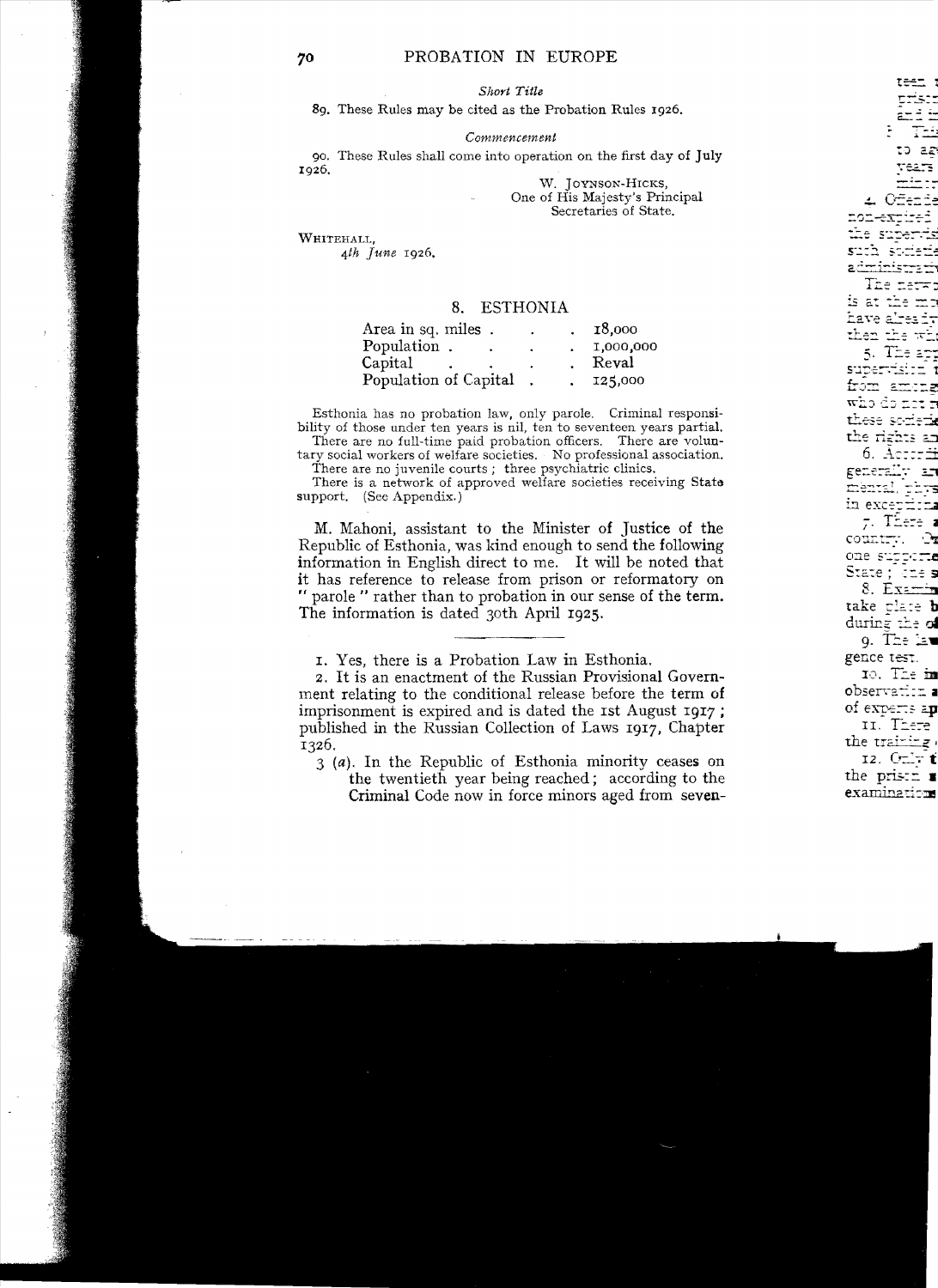*Short Title*

89. These Rules may be cited as the Probation Rules 1926.

*Commencement*

90. These Rules shall come into operation on the first day of July 1926.

W. Joynson-Hicks,
One of His Majesty's Principal
Secretaries of State.

Whitehall,
*4th June* 1926.

## 8. ESTHONIA

| | |
|---|---|
| Area in sq. miles | 18,000 |
| Population | 1,000,000 |
| Capital | Reval |
| Population of Capital | 125,000 |

Esthonia has no probation law, only parole. Criminal responsibility of those under ten years is nil, ten to seventeen years partial.

There are no full-time paid probation officers. There are voluntary social workers of welfare societies. No professional association.

There are no juvenile courts; three psychiatric clinics.

There is a network of approved welfare societies receiving State support. (See Appendix.)

M. Mahoni, assistant to the Minister of Justice of the Republic of Esthonia, was kind enough to send the following information in English direct to me. It will be noted that it has reference to release from prison or reformatory on "parole" rather than to probation in our sense of the term. The information is dated 30th April 1925.

---

1. Yes, there is a Probation Law in Esthonia.

2. It is an enactment of the Russian Provisional Government relating to the conditional release before the term of imprisonment is expired and is dated the 1st August 1917; published in the Russian Collection of Laws 1917, Chapter 1326.

3 (*a*). In the Republic of Esthonia minority ceases on the twentieth year being reached; according to the Criminal Code now in force minors aged from seven-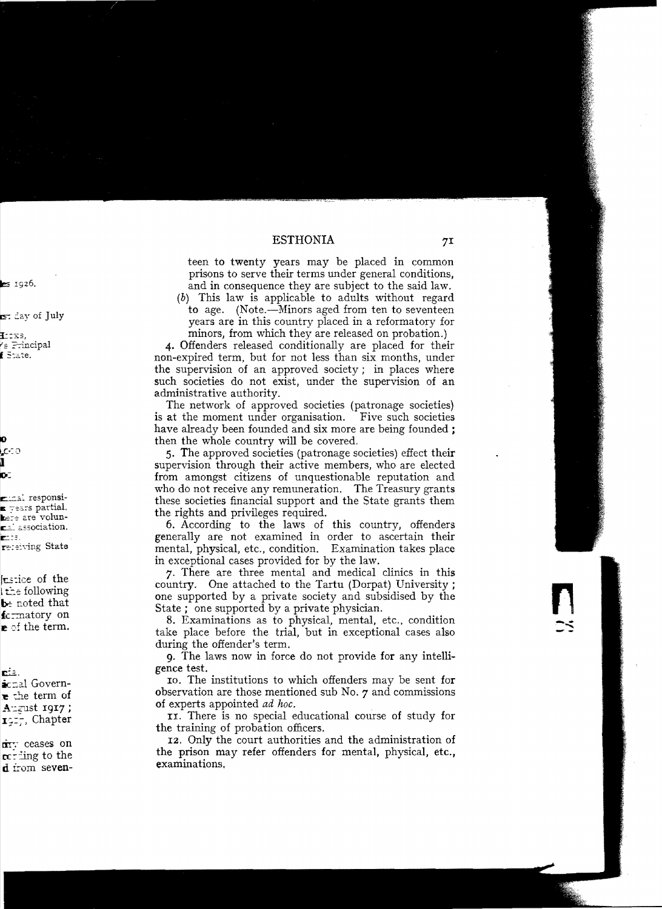teen to twenty years may be placed in common prisons to serve their terms under general conditions, and in consequence they are subject to the said law.

(*b*) This law is applicable to adults without regard to age. (Note.—Minors aged from ten to seventeen years are in this country placed in a reformatory for minors, from which they are released on probation.)

4. Offenders released conditionally are placed for their non-expired term, but for not less than six months, under the supervision of an approved society; in places where such societies do not exist, under the supervision of an administrative authority.

The network of approved societies (patronage societies) is at the moment under organisation. Five such societies have already been founded and six more are being founded; then the whole country will be covered.

5. The approved societies (patronage societies) effect their supervision through their active members, who are elected from amongst citizens of unquestionable reputation and who do not receive any remuneration. The Treasury grants these societies financial support and the State grants them the rights and privileges required.

6. According to the laws of this country, offenders generally are not examined in order to ascertain their mental, physical, etc., condition. Examination takes place in exceptional cases provided for by the law.

7. There are three mental and medical clinics in this country. One attached to the Tartu (Dorpat) University; one supported by a private society and subsidised by the State; one supported by a private physician.

8. Examinations as to physical, mental, etc., condition take place before the trial, but in exceptional cases also during the offender's term.

9. The laws now in force do not provide for any intelligence test.

10. The institutions to which offenders may be sent for observation are those mentioned sub No. 7 and commissions of experts appointed *ad hoc*.

11. There is no special educational course of study for the training of probation officers.

12. Only the court authorities and the administration of the prison may refer offenders for mental, physical, etc., examinations.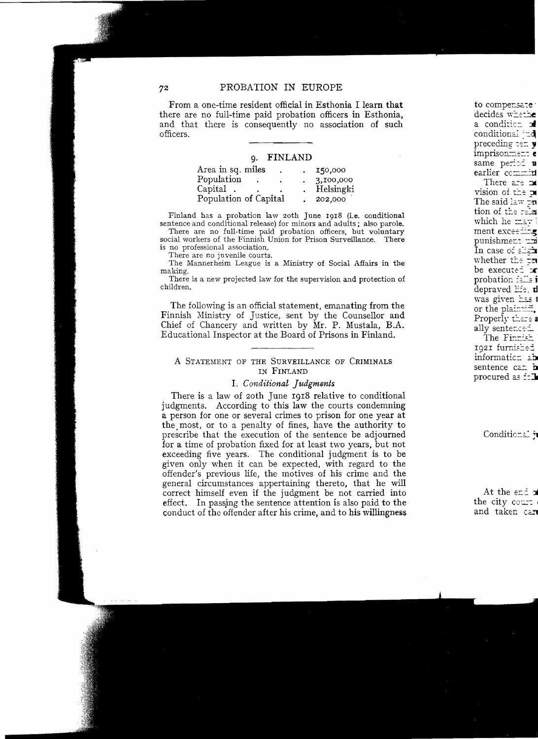From a one-time resident official in Esthonia I learn that there are no full-time paid probation officers in Esthonia, and that there is consequently no association of such officers.

## 9. FINLAND

| | |
|---|---|
| Area in sq. miles | 150,000 |
| Population | 3,100,000 |
| Capital | Helsingki |
| Population of Capital | 202,000 |

Finland has a probation law 20th June 1918 (i.e. conditional sentence and conditional release) for minors and adults; also parole.

There are no full-time paid probation officers, but voluntary social workers of the Finnish Union for Prison Surveillance. There is no professional association.

There are no juvenile courts.

The Mannerheim League is a Ministry of Social Affairs in the making.

There is a new projected law for the supervision and protection of children.

The following is an official statement, emanating from the Finnish Ministry of Justice, sent by the Counsellor and Chief of Chancery and written by Mr. P. Mustala, B.A. Educational Inspector at the Board of Prisons in Finland.

### A Statement of the Surveillance of Criminals in Finland

#### I. *Conditional Judgments*

There is a law of 20th June 1918 relative to conditional judgments. According to this law the courts condemning a person for one or several crimes to prison for one year at the most, or to a penalty of fines, have the authority to prescribe that the execution of the sentence be adjourned for a time of probation fixed for at least two years, but not exceeding five years. The conditional judgment is to be given only when it can be expected, with regard to the offender's previous life, the motives of his crime and the general circumstances appertaining thereto, that he will correct himself even if the judgment be not carried into effect. In passing the sentence attention is also paid to the conduct of the offender after his crime, and to his willingness